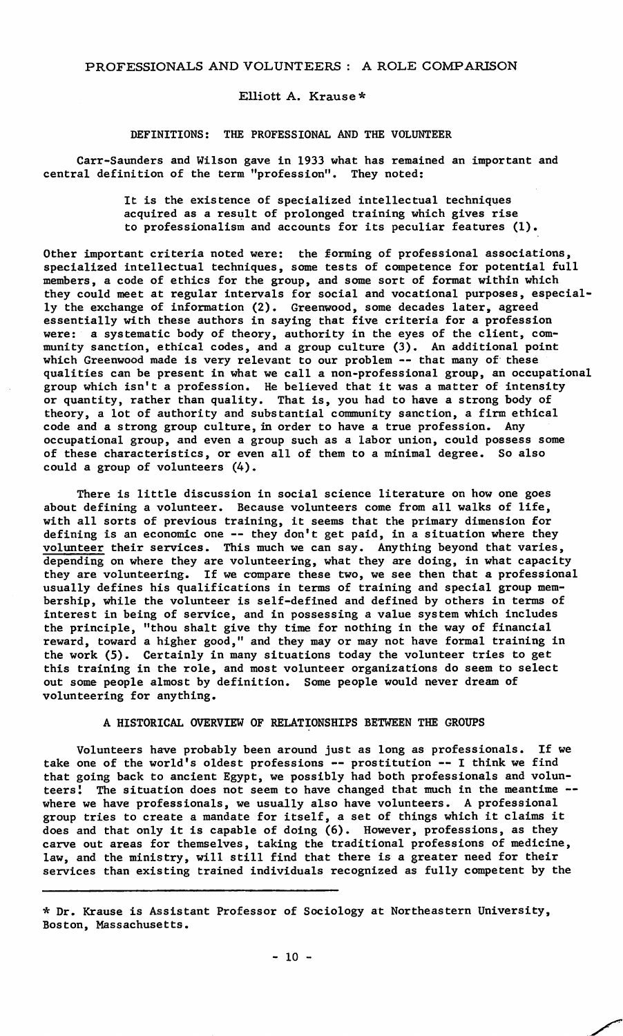# PROFESSIONALS AND VOLUNTEERS : A ROLE COMPARISON

Elliott A. Krause*

## DEFINITIONS: THE PROFESSIONAL AND THE VOLUNTEER

Carr-Saunders and Wilson gave in 1933 what has remained an important and central definition of the term "profession". They noted:

> It is the existence of specialized intellectual techniques acquired as a result of prolonged training which gives rise to professionalism and accounts for its peculiar features (1).

Other important criteria noted were: the forming of professional associations, specialized intellectual techniques, some tests of competence for potential full members, a code of ethics for the group, and some sort of format within which they could meet at regular intervals for social and vocational purposes, especially the exchange of information (2). Greenwood, some decades later, agreed essentially with these authors in saying that five criteria for a profession were: a systematic body of theory, authority in the eyes of the client, community sanction, ethical codes, and a group culture (3). An additional point which Greenwood made is very relevant to our problem -- that many of these qualities can be present in what we call a non-professional group, an occupational group which isn't a profession. He believed that it was a matter of intensity or quantity, rather than quality. That is, you had to have a strong body of theory, a lot of authority and substantial community sanction, a firm ethical code and a strong group culture, in order to have a true profession. Any occupational group, and even a group such as a labor union, could possess some of these characteristics, or even all of them to a minimal degree. So also could a group of volunteers (4).

There is little discussion in social science literature on how one goes about defining a volunteer. Because volunteers come from all walks of life, with all sorts of previous training, it seems that the primary dimension for defining is an economic one -- they don't get paid, in a situation where they <u>volunteer</u> their services. This much we can say. Anything beyond that varies, depending on where they are volunteering, what they are doing, in what capacity they are volunteering. If we compare these two, we see then that a professional usually defines his qualifications in terms of training and special group membership, while the volunteer is self-defined and defined by others in terms of interest in being of service, and in possessing a value system which includes the principle, "thou shalt give thy time for nothing in the way of financial reward, toward a higher good," and they may or may not have formal training in the work (5). Certainly in many situations today the volunteer tries to get this training in the role, and most volunteer organizations do seem to select out some people almost by definition. Some people would never dream of volunteering for anything.

## A HISTORICAL OVERVIEW OF RELATIONSHIPS BETWEEN THE GROUPS

Volunteers have probably been around just as long as professionals. If we take one of the world's oldest professions -- prostitution -- I think we find that going back to ancient Egypt, we possibly had both professionals and volunteers! The situation does not seem to have changed that much in the meantime -- where we have professionals, we usually also have volunteers. A professional group tries to create a mandate for itself, a set of things which it claims it does and that only it is capable of doing (6). However, professions, as they carve out areas for themselves, taking the traditional professions of medicine, law, and the ministry, will still find that there is a greater need for their services than existing trained individuals recognized as fully competent by the

---

* Dr. Krause is Assistant Professor of Sociology at Northeastern University, Boston, Massachusetts.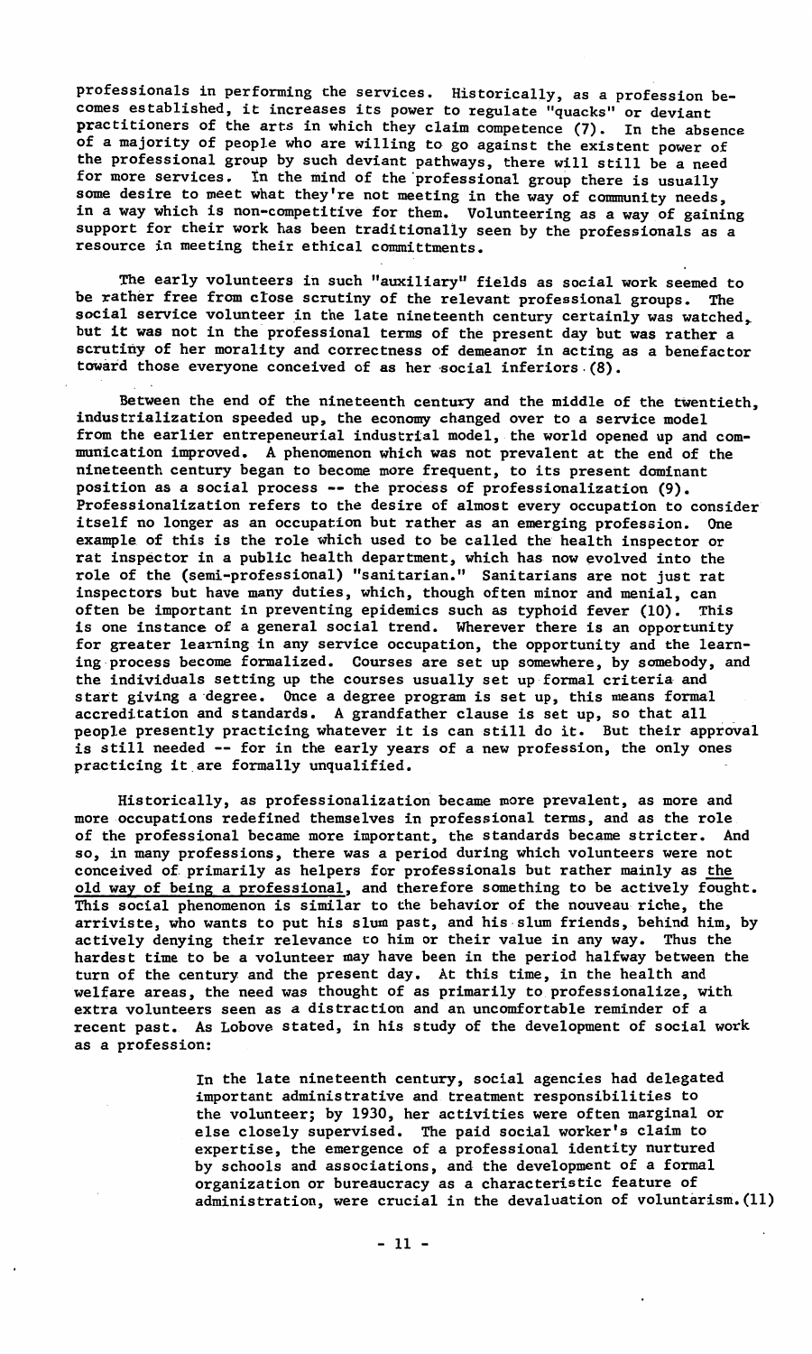professionals in performing the services. Historically, as a profession becomes established, it increases its power to regulate "quacks" or deviant practitioners of the arts in which they claim competence (7). In the absence of a majority of people who are willing to go against the existent power of the professional group by such deviant pathways, there will still be a need for more services. In the mind of the professional group there is usually some desire to meet what they're not meeting in the way of community needs, in a way which is non-competitive for them. Volunteering as a way of gaining support for their work has been traditionally seen by the professionals as a resource in meeting their ethical committments.

The early volunteers in such "auxiliary" fields as social work seemed to be rather free from close scrutiny of the relevant professional groups. The social service volunteer in the late nineteenth century certainly was watched, but it was not in the professional terms of the present day but was rather a scrutiny of her morality and correctness of demeanor in acting as a benefactor toward those everyone conceived of as her social inferiors (8).

Between the end of the nineteenth century and the middle of the twentieth, industrialization speeded up, the economy changed over to a service model from the earlier entrepeneurial industrial model, the world opened up and communication improved. A phenomenon which was not prevalent at the end of the nineteenth century began to become more frequent, to its present dominant position as a social process -- the process of professionalization (9). Professionalization refers to the desire of almost every occupation to consider itself no longer as an occupation but rather as an emerging profession. One example of this is the role which used to be called the health inspector or rat inspector in a public health department, which has now evolved into the role of the (semi-professional) "sanitarian." Sanitarians are not just rat inspectors but have many duties, which, though often minor and menial, can often be important in preventing epidemics such as typhoid fever (10). This is one instance of a general social trend. Wherever there is an opportunity for greater learning in any service occupation, the opportunity and the learning process become formalized. Courses are set up somewhere, by somebody, and the individuals setting up the courses usually set up formal criteria and start giving a degree. Once a degree program is set up, this means formal accreditation and standards. A grandfather clause is set up, so that all people presently practicing whatever it is can still do it. But their approval is still needed -- for in the early years of a new profession, the only ones practicing it are formally unqualified.

Historically, as professionalization became more prevalent, as more and more occupations redefined themselves in professional terms, and as the role of the professional became more important, the standards became stricter. And so, in many professions, there was a period during which volunteers were not conceived of primarily as helpers for professionals but rather mainly as <u>the old way of being a professional</u>, and therefore something to be actively fought. This social phenomenon is similar to the behavior of the nouveau riche, the arriviste, who wants to put his slum past, and his slum friends, behind him, by actively denying their relevance to him or their value in any way. Thus the hardest time to be a volunteer may have been in the period halfway between the turn of the century and the present day. At this time, in the health and welfare areas, the need was thought of as primarily to professionalize, with extra volunteers seen as a distraction and an uncomfortable reminder of a recent past. As Lobove stated, in his study of the development of social work as a profession:

> In the late nineteenth century, social agencies had delegated important administrative and treatment responsibilities to the volunteer; by 1930, her activities were often marginal or else closely supervised. The paid social worker's claim to expertise, the emergence of a professional identity nurtured by schools and associations, and the development of a formal organization or bureaucracy as a characteristic feature of administration, were crucial in the devaluation of voluntarism. (11)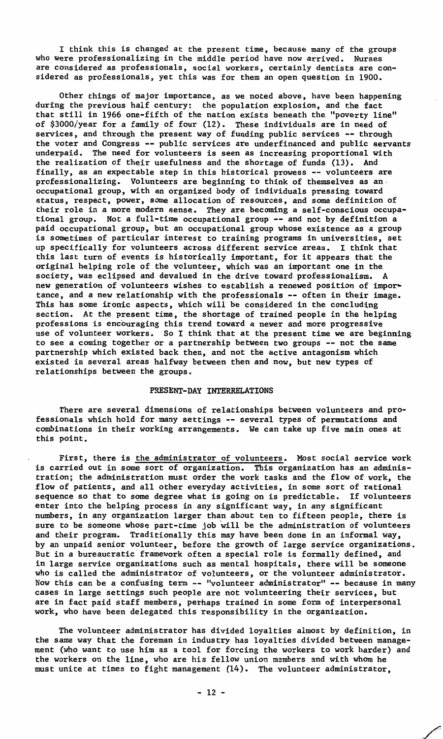I think this is changed at the present time, because many of the groups who were professionalizing in the middle period have now arrived. Nurses are considered as professionals, social workers, certainly dentists are considered as professionals, yet this was for them an open question in 1900.

Other things of major importance, as we noted above, have been happening during the previous half century: the population explosion, and the fact that still in 1966 one-fifth of the nation exists beneath the "poverty line" of \$3000/year for a family of four (12). These individuals are in need of services, and through the present way of funding public services -- through the voter and Congress -- public services are underfinanced and public servants underpaid. The need for volunteers is seen as increasing proportional with the realization of their usefulness and the shortage of funds (13). And finally, as an expectable step in this historical prowess -- volunteers are professionalizing. Volunteers are beginning to think of themselves as an occupational group, with an organized body of individuals pressing toward status, respect, power, some allocation of resources, and some definition of their role in a more modern sense. They are becoming a self-conscious occupational group. Not a full-time occupational group -- and not by definition a paid occupational group, but an occupational group whose existence as a group is sometimes of particular interest to training programs in universities, set up specifically for volunteers across different service areas. I think that this last turn of events is historically important, for it appears that the original helping role of the volunteer, which was an important one in the society, was eclipsed and devalued in the drive toward professionalism. A new generation of volunteers wishes to establish a renewed position of importance, and a new relationship with the professionals -- often in their image. This has some ironic aspects, which will be considered in the concluding section. At the present time, the shortage of trained people in the helping professions is encouraging this trend toward a newer and more progressive use of volunteer workers. So I think that at the present time we are beginning to see a coming together or a partnership between two groups -- not the same partnership which existed back then, and not the active antagonism which existed in several areas halfway between then and now, but new types of relationships between the groups.

## PRESENT-DAY INTERRELATIONS

There are several dimensions of relationships between volunteers and professionals which hold for many settings -- several types of permutations and combinations in their working arrangements. We can take up five main ones at this point.

First, there is <u>the administrator of volunteers</u>. Most social service work is carried out in some sort of organization. This organization has an administration; the administration must order the work tasks and the flow of work, the flow of patients, and all other everyday activities, in some sort of rational sequence so that to some degree what is going on is predictable. If volunteers enter into the helping process in any significant way, in any significant numbers, in any organization larger than about ten to fifteen people, there is sure to be someone whose part-time job will be the administration of volunteers and their program. Traditionally this may have been done in an informal way, by an unpaid senior volunteer, before the growth of large service organizations. But in a bureaucratic framework often a special role is formally defined, and in large service organizations such as mental hospitals, there will be someone who is called the administrator of volunteers, or the volunteer administrator. Now this can be a confusing term -- "volunteer administrator" -- because in many cases in large settings such people are not volunteering their services, but are in fact paid staff members, perhaps trained in some form of interpersonal work, who have been delegated this responsibility in the organization.

The volunteer administrator has divided loyalties almost by definition, in the same way that the foreman in industry has loyalties divided between management (who want to use him as a tool for forcing the workers to work harder) and the workers on the line, who are his fellow union members and with whom he must unite at times to fight management (14). The volunteer administrator,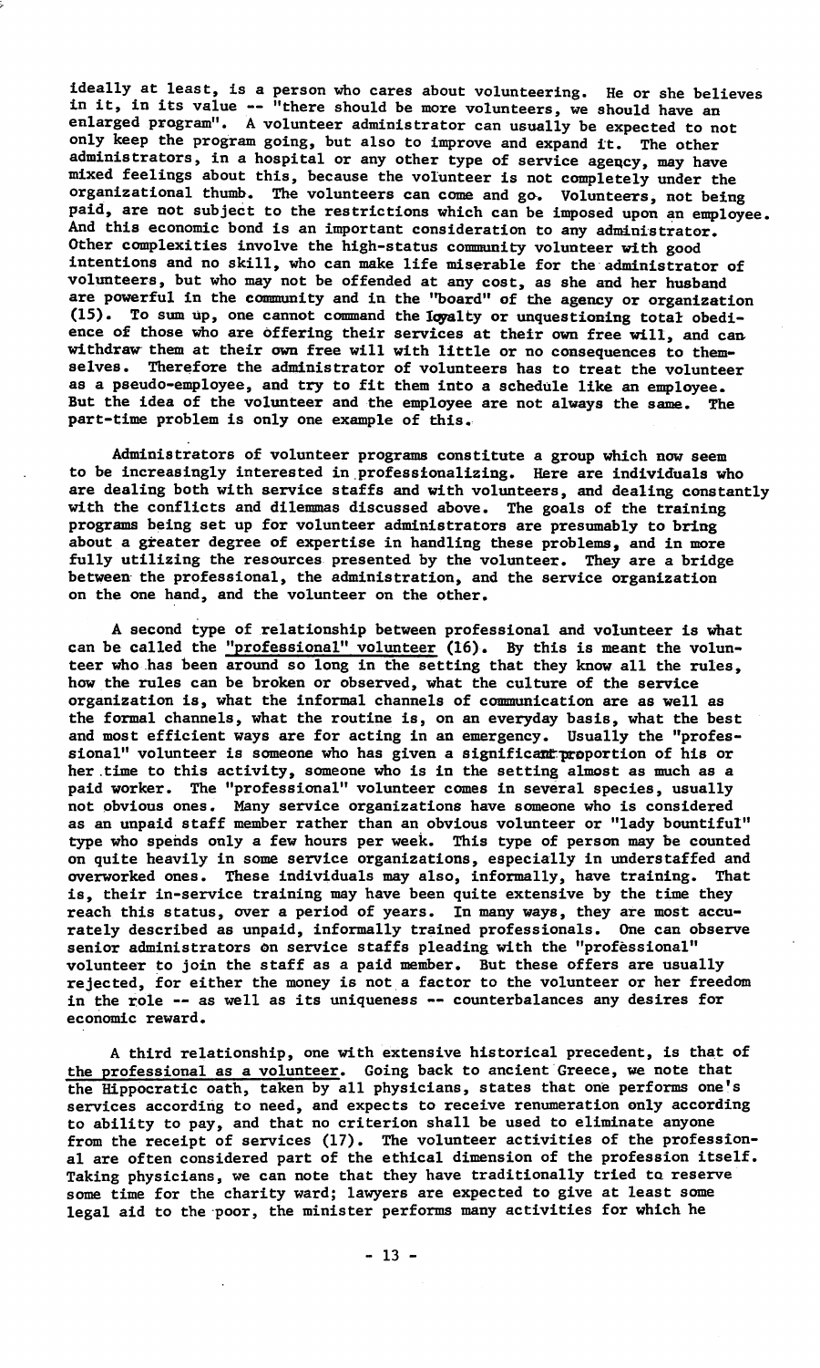ideally at least, is a person who cares about volunteering. He or she believes in it, in its value -- "there should be more volunteers, we should have an enlarged program". A volunteer administrator can usually be expected to not only keep the program going, but also to improve and expand it. The other administrators, in a hospital or any other type of service agency, may have mixed feelings about this, because the volunteer is not completely under the organizational thumb. The volunteers can come and go. Volunteers, not being paid, are not subject to the restrictions which can be imposed upon an employee. And this economic bond is an important consideration to any administrator. Other complexities involve the high-status community volunteer with good intentions and no skill, who can make life miserable for the administrator of volunteers, but who may not be offended at any cost, as she and her husband are powerful in the community and in the "board" of the agency or organization (15). To sum up, one cannot command the loyalty or unquestioning total obedience of those who are offering their services at their own free will, and can withdraw them at their own free will with little or no consequences to themselves. Therefore the administrator of volunteers has to treat the volunteer as a pseudo-employee, and try to fit them into a schedule like an employee. But the idea of the volunteer and the employee are not always the same. The part-time problem is only one example of this.

Administrators of volunteer programs constitute a group which now seem to be increasingly interested in professionalizing. Here are individuals who are dealing both with service staffs and with volunteers, and dealing constantly with the conflicts and dilemmas discussed above. The goals of the training programs being set up for volunteer administrators are presumably to bring about a greater degree of expertise in handling these problems, and in more fully utilizing the resources presented by the volunteer. They are a bridge between the professional, the administration, and the service organization on the one hand, and the volunteer on the other.

A second type of relationship between professional and volunteer is what can be called the <u>"professional" volunteer</u> (16). By this is meant the volunteer who has been around so long in the setting that they know all the rules, how the rules can be broken or observed, what the culture of the service organization is, what the informal channels of communication are as well as the formal channels, what the routine is, on an everyday basis, what the best and most efficient ways are for acting in an emergency. Usually the "professional" volunteer is someone who has given a significant proportion of his or her time to this activity, someone who is in the setting almost as much as a paid worker. The "professional" volunteer comes in several species, usually not obvious ones. Many service organizations have someone who is considered as an unpaid staff member rather than an obvious volunteer or "lady bountiful" type who spends only a few hours per week. This type of person may be counted on quite heavily in some service organizations, especially in understaffed and overworked ones. These individuals may also, informally, have training. That is, their in-service training may have been quite extensive by the time they reach this status, over a period of years. In many ways, they are most accurately described as unpaid, informally trained professionals. One can observe senior administrators on service staffs pleading with the "professional" volunteer to join the staff as a paid member. But these offers are usually rejected, for either the money is not a factor to the volunteer or her freedom in the role -- as well as its uniqueness -- counterbalances any desires for economic reward.

A third relationship, one with extensive historical precedent, is that of <u>the professional as a volunteer</u>. Going back to ancient Greece, we note that the Hippocratic oath, taken by all physicians, states that one performs one's services according to need, and expects to receive renumeration only according to ability to pay, and that no criterion shall be used to eliminate anyone from the receipt of services (17). The volunteer activities of the professional are often considered part of the ethical dimension of the profession itself. Taking physicians, we can note that they have traditionally tried to reserve some time for the charity ward; lawyers are expected to give at least some legal aid to the poor, the minister performs many activities for which he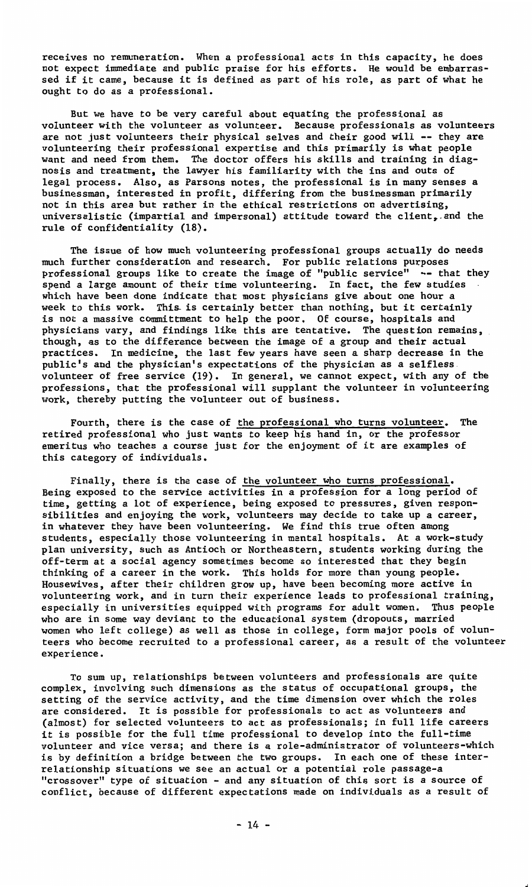receives no remuneration. When a professional acts in this capacity, he does not expect immediate and public praise for his efforts. He would be embarrassed if it came, because it is defined as part of his role, as part of what he ought to do as a professional.

But we have to be very careful about equating the professional as volunteer with the volunteer as volunteer. Because professionals as volunteers are not just volunteers their physical selves and their good will -- they are volunteering their professional expertise and this primarily is what people want and need from them. The doctor offers his skills and training in diagnosis and treatment, the lawyer his familiarity with the ins and outs of legal process. Also, as Parsons notes, the professional is in many senses a businessman, interested in profit, differing from the businessman primarily not in this area but rather in the ethical restrictions on advertising, universalistic (impartial and impersonal) attitude toward the client, and the rule of confidentiality (18).

The issue of how much volunteering professional groups actually do needs much further consideration and research. For public relations purposes professional groups like to create the image of "public service" -- that they spend a large amount of their time volunteering. In fact, the few studies which have been done indicate that most physicians give about one hour a week to this work. This is certainly better than nothing, but it certainly is not a massive committment to help the poor. Of course, hospitals and physicians vary, and findings like this are tentative. The question remains, though, as to the difference between the image of a group and their actual practices. In medicine, the last few years have seen a sharp decrease in the public's and the physician's expectations of the physician as a selfless volunteer of free service (19). In general, we cannot expect, with any of the professions, that the professional will supplant the volunteer in volunteering work, thereby putting the volunteer out of business.

Fourth, there is the case of <u>the professional who turns volunteer</u>. The retired professional who just wants to keep his hand in, or the professor emeritus who teaches a course just for the enjoyment of it are examples of this category of individuals.

Finally, there is the case of <u>the volunteer who turns professional</u>. Being exposed to the service activities in a profession for a long period of time, getting a lot of experience, being exposed to pressures, given responsibilities and enjoying the work, volunteers may decide to take up a career, in whatever they have been volunteering. We find this true often among students, especially those volunteering in mental hospitals. At a work-study plan university, such as Antioch or Northeastern, students working during the off-term at a social agency sometimes become so interested that they begin thinking of a career in the work. This holds for more than young people. Housewives, after their children grow up, have been becoming more active in volunteering work, and in turn their experience leads to professional training, especially in universities equipped with programs for adult women. Thus people who are in some way deviant to the educational system (dropouts, married women who left college) as well as those in college, form major pools of volunteers who become recruited to a professional career, as a result of the volunteer experience.

To sum up, relationships between volunteers and professionals are quite complex, involving such dimensions as the status of occupational groups, the setting of the service activity, and the time dimension over which the roles are considered. It is possible for professionals to act as volunteers and (almost) for selected volunteers to act as professionals; in full life careers it is possible for the full time professional to develop into the full-time volunteer and vice versa; and there is a role-administrator of volunteers-which is by definition a bridge between the two groups. In each one of these interrelationship situations we see an actual or a potential role passage-a "crossover" type of situation - and any situation of this sort is a source of conflict, because of different expectations made on individuals as a result of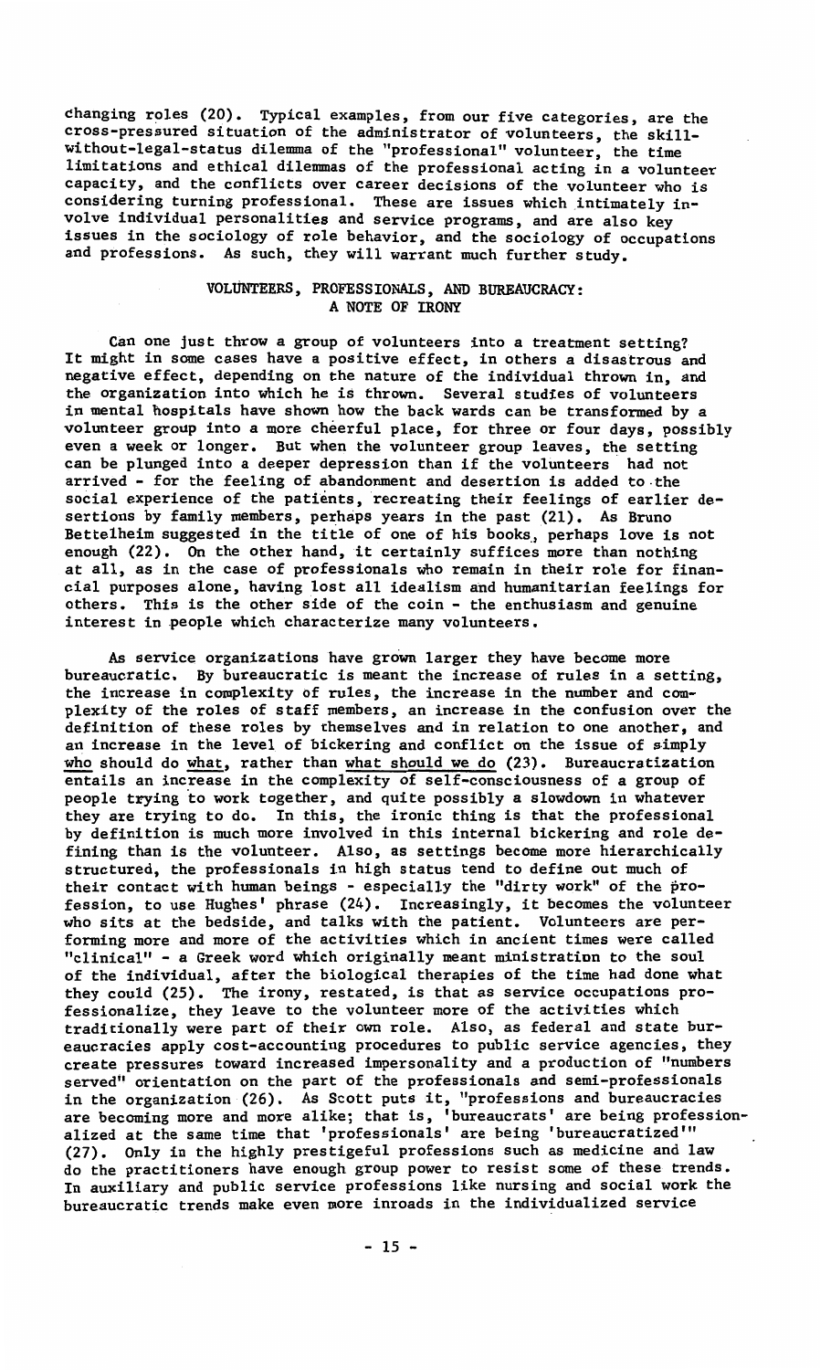changing roles (20). Typical examples, from our five categories, are the cross-pressured situation of the administrator of volunteers, the skill-without-legal-status dilemma of the "professional" volunteer, the time limitations and ethical dilemmas of the professional acting in a volunteer capacity, and the conflicts over career decisions of the volunteer who is considering turning professional. These are issues which intimately involve individual personalities and service programs, and are also key issues in the sociology of role behavior, and the sociology of occupations and professions. As such, they will warrant much further study.

## VOLUNTEERS, PROFESSIONALS, AND BUREAUCRACY: A NOTE OF IRONY

Can one just throw a group of volunteers into a treatment setting? It might in some cases have a positive effect, in others a disastrous and negative effect, depending on the nature of the individual thrown in, and the organization into which he is thrown. Several studies of volunteers in mental hospitals have shown how the back wards can be transformed by a volunteer group into a more cheerful place, for three or four days, possibly even a week or longer. But when the volunteer group leaves, the setting can be plunged into a deeper depression than if the volunteers had not arrived - for the feeling of abandonment and desertion is added to the social experience of the patients, recreating their feelings of earlier desertions by family members, perhaps years in the past (21). As Bruno Bettelheim suggested in the title of one of his books, perhaps love is not enough (22). On the other hand, it certainly suffices more than nothing at all, as in the case of professionals who remain in their role for financial purposes alone, having lost all idealism and humanitarian feelings for others. This is the other side of the coin - the enthusiasm and genuine interest in people which characterize many volunteers.

As service organizations have grown larger they have become more bureaucratic. By bureaucratic is meant the increase of rules in a setting, the increase in complexity of rules, the increase in the number and complexity of the roles of staff members, an increase in the confusion over the definition of these roles by themselves and in relation to one another, and an increase in the level of bickering and conflict on the issue of simply <u>who</u> should do <u>what</u>, rather than <u>what should we do</u> (23). Bureaucratization entails an increase in the complexity of self-consciousness of a group of people trying to work together, and quite possibly a slowdown in whatever they are trying to do. In this, the ironic thing is that the professional by definition is much more involved in this internal bickering and role defining than is the volunteer. Also, as settings become more hierarchically structured, the professionals in high status tend to define out much of their contact with human beings - especially the "dirty work" of the profession, to use Hughes' phrase (24). Increasingly, it becomes the volunteer who sits at the bedside, and talks with the patient. Volunteers are performing more and more of the activities which in ancient times were called "clinical" - a Greek word which originally meant ministration to the soul of the individual, after the biological therapies of the time had done what they could (25). The irony, restated, is that as service occupations professionalize, they leave to the volunteer more of the activities which traditionally were part of their own role. Also, as federal and state bureaucracies apply cost-accounting procedures to public service agencies, they create pressures toward increased impersonality and a production of "numbers served" orientation on the part of the professionals and semi-professionals in the organization (26). As Scott puts it, "professions and bureaucracies are becoming more and more alike; that is, 'bureaucrats' are being professionalized at the same time that 'professionals' are being 'bureaucratized'" (27). Only in the highly prestigeful professions such as medicine and law do the practitioners have enough group power to resist some of these trends. In auxiliary and public service professions like nursing and social work the bureaucratic trends make even more inroads in the individualized service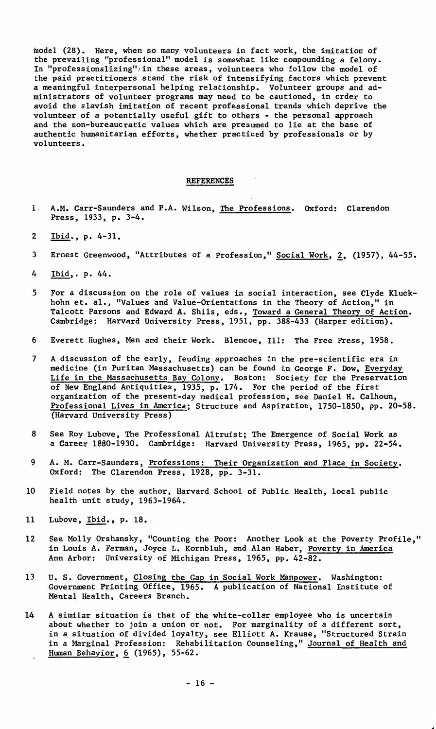model (28). Here, when so many volunteers in fact work, the imitation of the prevailing "professional" model is somewhat like compounding a felony. In "professionalizing" in these areas, volunteers who follow the model of the paid practitioners stand the risk of intensifying factors which prevent a meaningful interpersonal helping relationship. Volunteer groups and administrators of volunteer programs may need to be cautioned, in order to avoid the slavish imitation of recent professional trends which deprive the volunteer of a potentially useful gift to others - the personal approach and the non-bureaucratic values which are presumed to lie at the base of authentic humanitarian efforts, whether practiced by professionals or by volunteers.

## REFERENCES

1. A.M. Carr-Saunders and P.A. Wilson, The Professions. Oxford: Clarendon Press, 1933, p. 3-4.
2. Ibid., p. 4-31.
3. Ernest Greenwood, "Attributes of a Profession," Social Work, 2, (1957), 44-55.
4. Ibid,. p. 44.
5. For a discussion on the role of values in social interaction, see Clyde Kluckhohn et. al., "Values and Value-Orientations in the Theory of Action," in Talcott Parsons and Edward A. Shils, eds., Toward a General Theory of Action. Cambridge: Harvard University Press, 1951, pp. 388-433 (Harper edition).
6. Everett Hughes, Men and their Work. Blencoe, Ill: The Free Press, 1958.
7. A discussion of the early, feuding approaches in the pre-scientific era in medicine (in Puritan Massachusetts) can be found in George F. Dow, Everyday Life in the Massachusetts Bay Colony. Boston: Society for the Preservation of New England Antiquities, 1935, p. 174. For the period of the first organization of the present-day medical profession, see Daniel H. Calhoun, Professional Lives in America; Structure and Aspiration, 1750-1850, pp. 20-58. (Harvard University Press)
8. See Roy Lubove, The Professional Altruist; The Emergence of Social Work as a Career 1880-1930. Cambridge: Harvard University Press, 1965, pp. 22-54.
9. A. M. Carr-Saunders, Professions: Their Organization and Place in Society. Oxford: The Clarendon Press, 1928, pp. 3-31.
10. Field notes by the author, Harvard School of Public Health, local public health unit study, 1963-1964.
11. Lubove, Ibid., p. 18.
12. See Molly Orshansky, "Counting the Poor: Another Look at the Poverty Profile," in Louis A. Ferman, Joyce L. Kornbluh, and Alan Haber, Poverty in America Ann Arbor: University of Michigan Press, 1965, pp. 42-82.
13. U. S. Government, Closing the Gap in Social Work Manpower. Washington: Government Printing Office, 1965. A publication of National Institute of Mental Health, Careers Branch.
14. A similar situation is that of the white-collar employee who is uncertain about whether to join a union or not. For marginality of a different sort, in a situation of divided loyalty, see Elliott A. Krause, "Structured Strain in a Marginal Profession: Rehabilitation Counseling," Journal of Health and Human Behavior, 6 (1965), 55-62.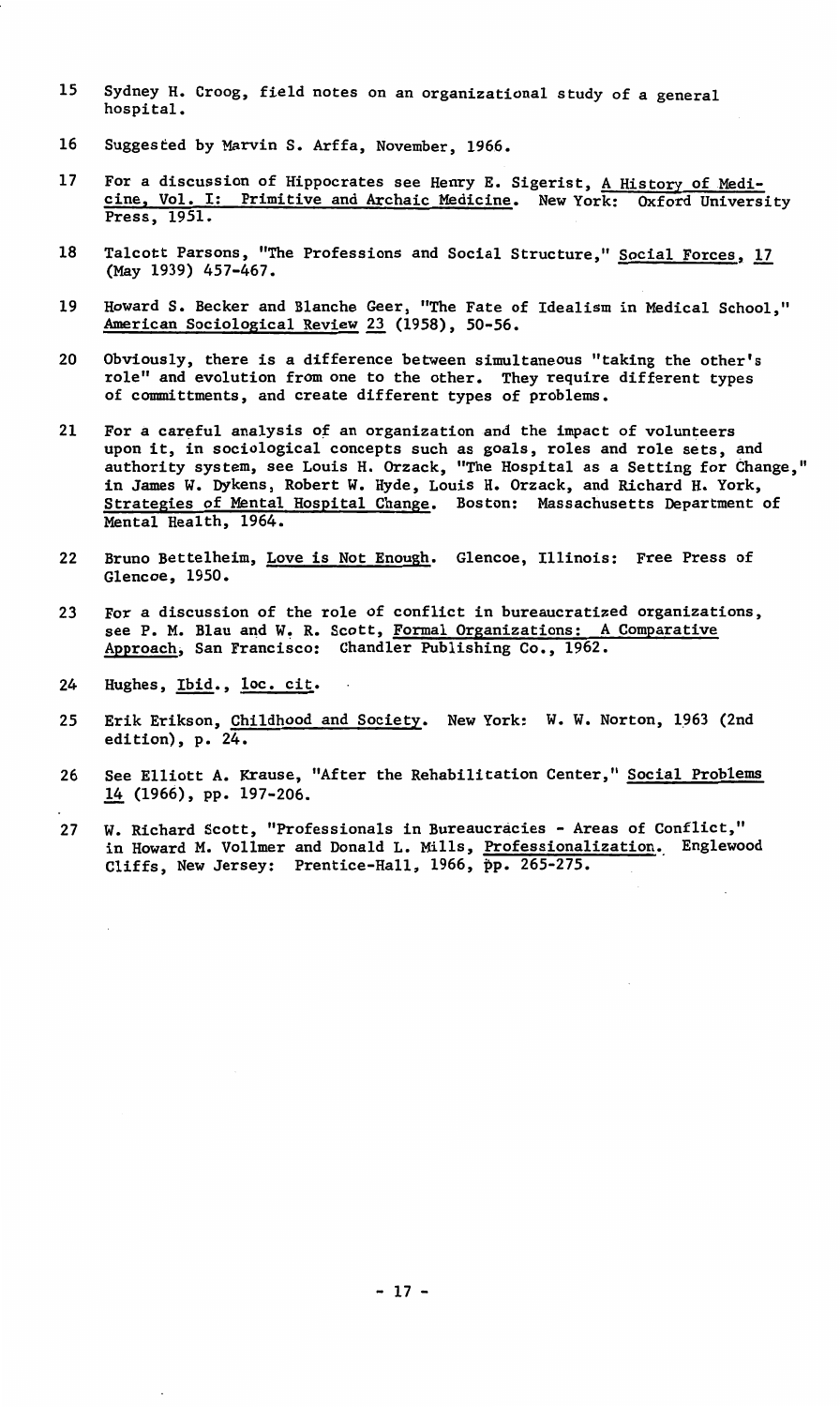15 Sydney H. Croog, field notes on an organizational study of a general hospital.

16 Suggested by Marvin S. Arffa, November, 1966.

17 For a discussion of Hippocrates see Henry E. Sigerist, A History of Medicine, Vol. I: Primitive and Archaic Medicine. New York: Oxford University Press, 1951.

18 Talcott Parsons, "The Professions and Social Structure," Social Forces, 17 (May 1939) 457-467.

19 Howard S. Becker and Blanche Geer, "The Fate of Idealism in Medical School," American Sociological Review 23 (1958), 50-56.

20 Obviously, there is a difference between simultaneous "taking the other's role" and evolution from one to the other. They require different types of committments, and create different types of problems.

21 For a careful analysis of an organization and the impact of volunteers upon it, in sociological concepts such as goals, roles and role sets, and authority system, see Louis H. Orzack, "The Hospital as a Setting for Change," in James W. Dykens, Robert W. Hyde, Louis H. Orzack, and Richard H. York, Strategies of Mental Hospital Change. Boston: Massachusetts Department of Mental Health, 1964.

22 Bruno Bettelheim, Love is Not Enough. Glencoe, Illinois: Free Press of Glencoe, 1950.

23 For a discussion of the role of conflict in bureaucratized organizations, see P. M. Blau and W. R. Scott, Formal Organizations: A Comparative Approach, San Francisco: Chandler Publishing Co., 1962.

24 Hughes, Ibid., loc. cit.

25 Erik Erikson, Childhood and Society. New York: W. W. Norton, 1963 (2nd edition), p. 24.

26 See Elliott A. Krause, "After the Rehabilitation Center," Social Problems 14 (1966), pp. 197-206.

27 W. Richard Scott, "Professionals in Bureaucracies - Areas of Conflict," in Howard M. Vollmer and Donald L. Mills, Professionalization. Englewood Cliffs, New Jersey: Prentice-Hall, 1966, pp. 265-275.